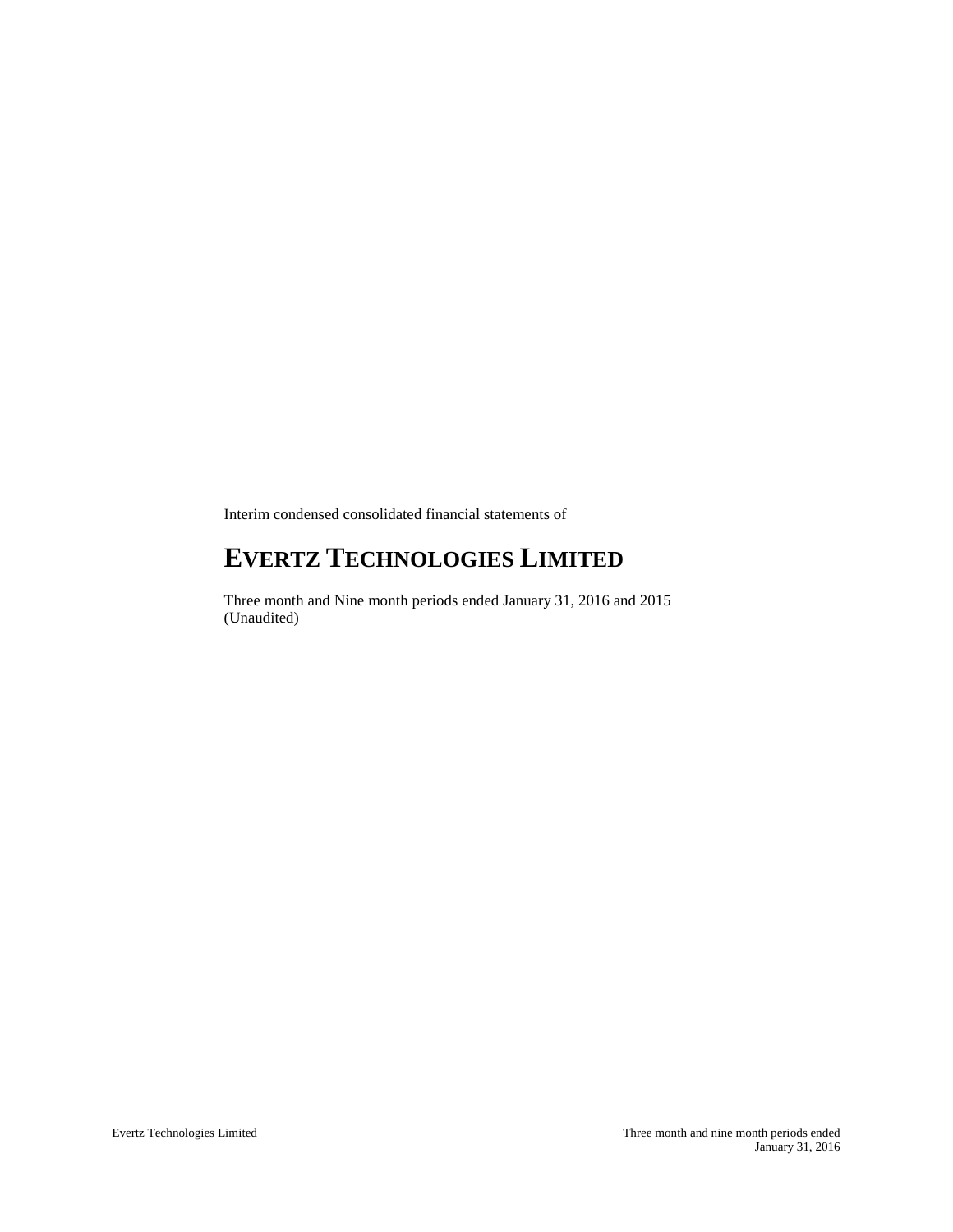Interim condensed consolidated financial statements of

# EVERTZ TECHNOLOGIES LIMITED

Three month and Nine month periods ended January 31, 2016 and 2015
(Unaudited)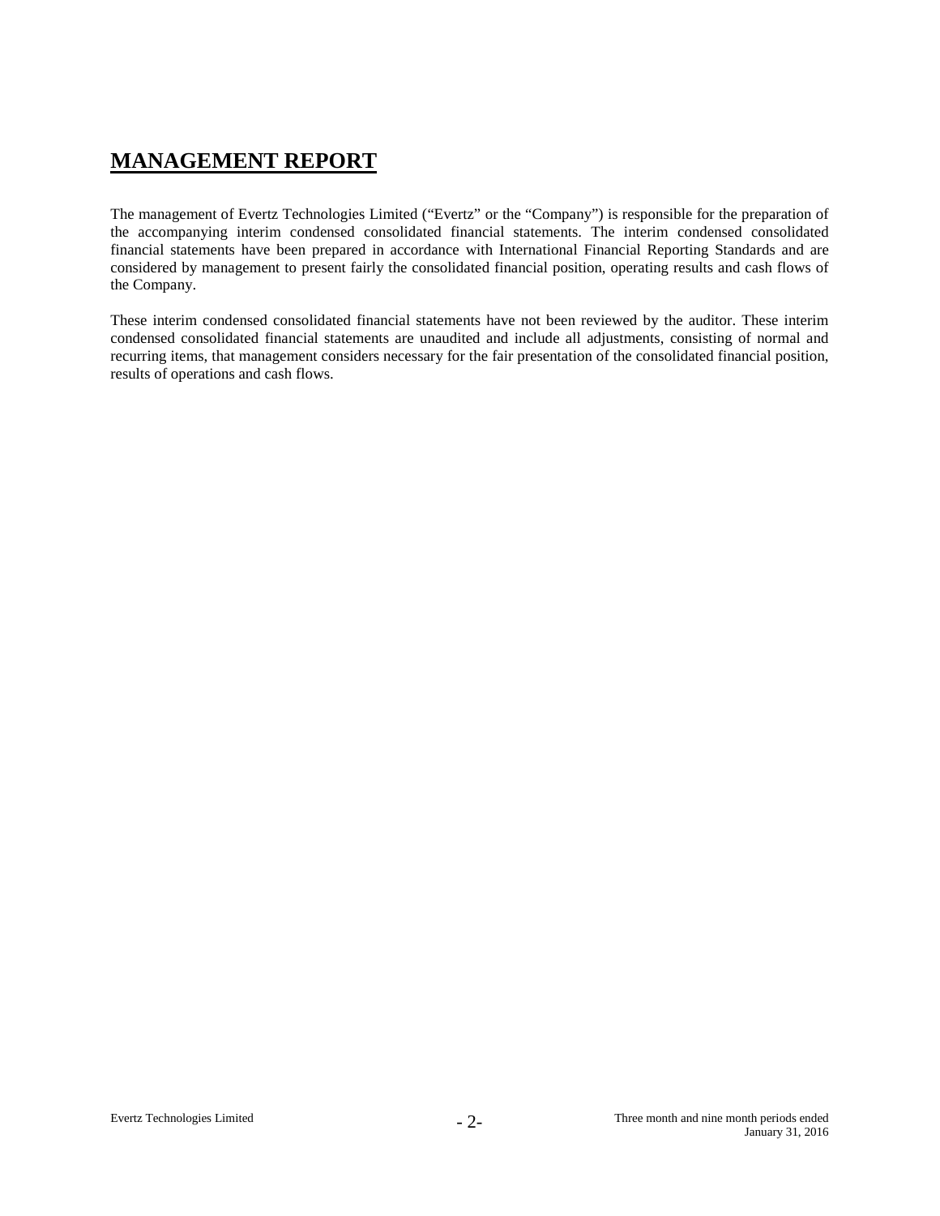# MANAGEMENT REPORT

The management of Evertz Technologies Limited ("Evertz" or the "Company") is responsible for the preparation of the accompanying interim condensed consolidated financial statements. The interim condensed consolidated financial statements have been prepared in accordance with International Financial Reporting Standards and are considered by management to present fairly the consolidated financial position, operating results and cash flows of the Company.

These interim condensed consolidated financial statements have not been reviewed by the auditor. These interim condensed consolidated financial statements are unaudited and include all adjustments, consisting of normal and recurring items, that management considers necessary for the fair presentation of the consolidated financial position, results of operations and cash flows.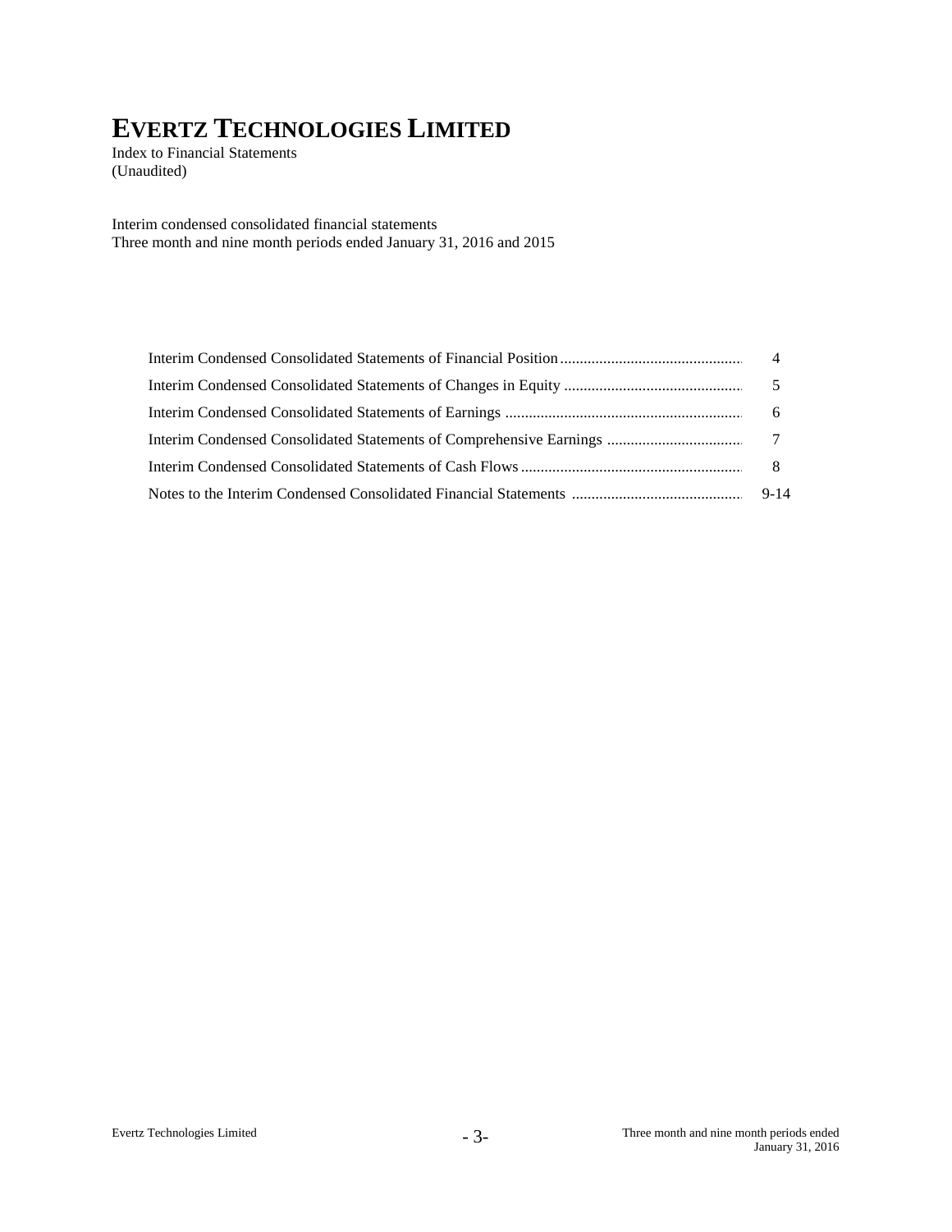# EVERTZ TECHNOLOGIES LIMITED

Index to Financial Statements
(Unaudited)

Interim condensed consolidated financial statements
Three month and nine month periods ended January 31, 2016 and 2015

| | |
|---|---|
| Interim Condensed Consolidated Statements of Financial Position | 4 |
| Interim Condensed Consolidated Statements of Changes in Equity | 5 |
| Interim Condensed Consolidated Statements of Earnings | 6 |
| Interim Condensed Consolidated Statements of Comprehensive Earnings | 7 |
| Interim Condensed Consolidated Statements of Cash Flows | 8 |
| Notes to the Interim Condensed Consolidated Financial Statements | 9-14 |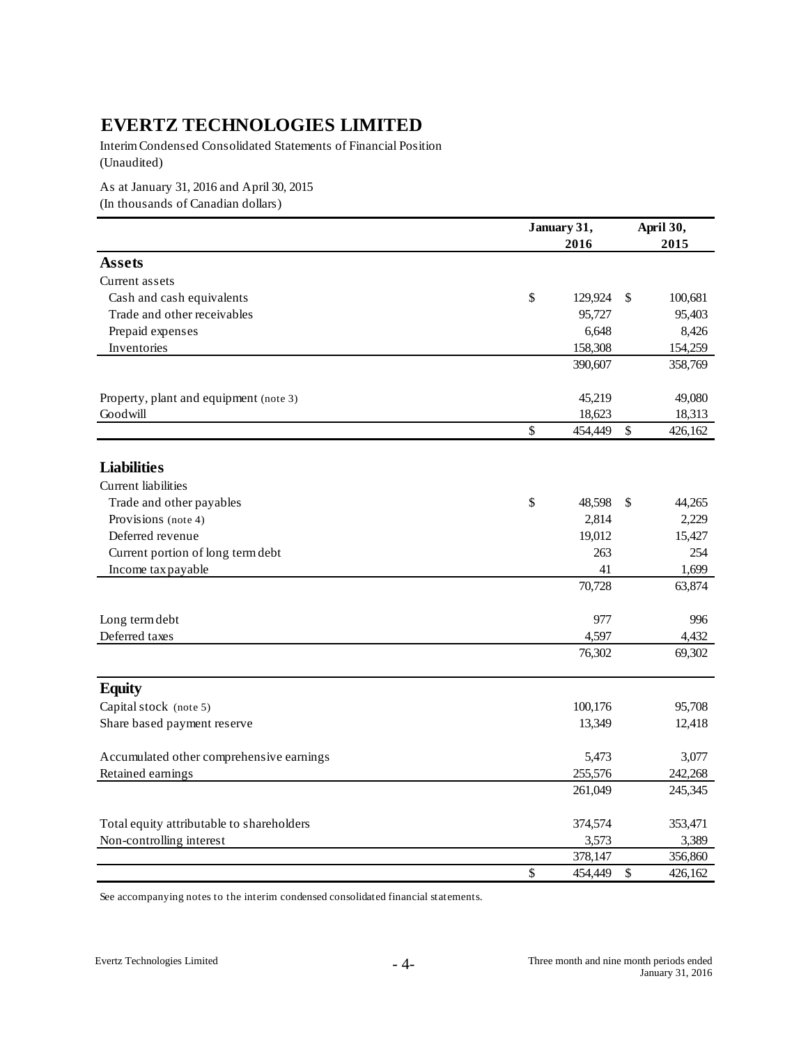# EVERTZ TECHNOLOGIES LIMITED

Interim Condensed Consolidated Statements of Financial Position
(Unaudited)

As at January 31, 2016 and April 30, 2015
(In thousands of Canadian dollars)

| | January 31, 2016 | April 30, 2015 |
|---|---|---|
| **Assets** | | |
| Current assets | | |
| Cash and cash equivalents | $ 129,924 | $ 100,681 |
| Trade and other receivables | 95,727 | 95,403 |
| Prepaid expenses | 6,648 | 8,426 |
| Inventories | 158,308 | 154,259 |
| | 390,607 | 358,769 |
| Property, plant and equipment (note 3) | 45,219 | 49,080 |
| Goodwill | 18,623 | 18,313 |
| | $ 454,449 | $ 426,162 |
| **Liabilities** | | |
| Current liabilities | | |
| Trade and other payables | $ 48,598 | $ 44,265 |
| Provisions (note 4) | 2,814 | 2,229 |
| Deferred revenue | 19,012 | 15,427 |
| Current portion of long term debt | 263 | 254 |
| Income tax payable | 41 | 1,699 |
| | 70,728 | 63,874 |
| Long term debt | 977 | 996 |
| Deferred taxes | 4,597 | 4,432 |
| | 76,302 | 69,302 |
| **Equity** | | |
| Capital stock (note 5) | 100,176 | 95,708 |
| Share based payment reserve | 13,349 | 12,418 |
| Accumulated other comprehensive earnings | 5,473 | 3,077 |
| Retained earnings | 255,576 | 242,268 |
| | 261,049 | 245,345 |
| Total equity attributable to shareholders | 374,574 | 353,471 |
| Non-controlling interest | 3,573 | 3,389 |
| | 378,147 | 356,860 |
| | $ 454,449 | $ 426,162 |

See accompanying notes to the interim condensed consolidated financial statements.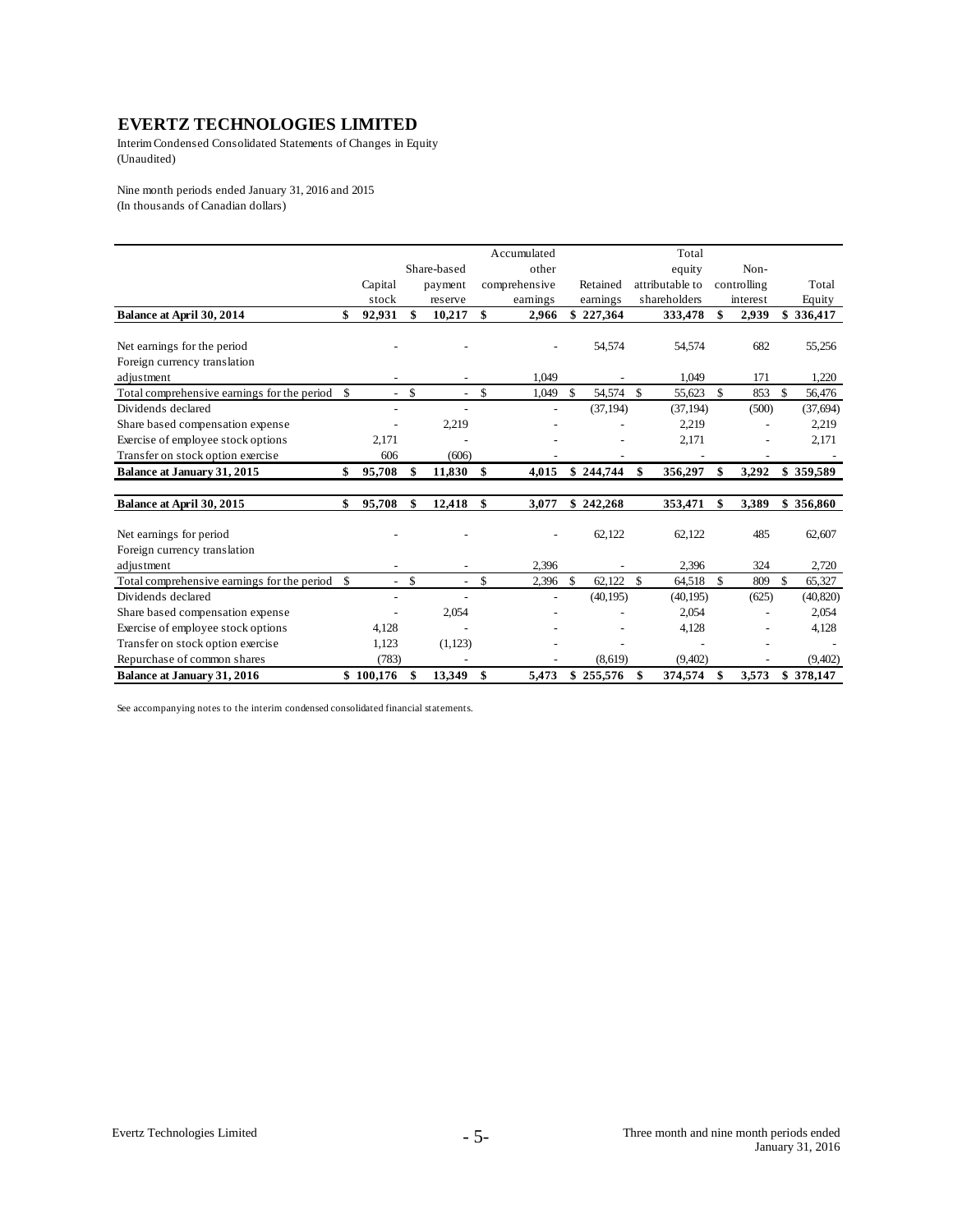# EVERTZ TECHNOLOGIES LIMITED

Interim Condensed Consolidated Statements of Changes in Equity
(Unaudited)

Nine month periods ended January 31, 2016 and 2015
(In thousands of Canadian dollars)

| | Capital stock | Share-based payment reserve | Accumulated other comprehensive earnings | Retained earnings | Total equity attributable to shareholders | Non-controlling interest | Total Equity |
|---|---|---|---|---|---|---|---|
| **Balance at April 30, 2014** | **$ 92,931** | **$ 10,217** | **$ 2,966** | **$ 227,364** | **333,478** | **$ 2,939** | **$ 336,417** |
| Net earnings for the period | - | - | - | 54,574 | 54,574 | 682 | 55,256 |
| Foreign currency translation adjustment | - | - | 1,049 | - | 1,049 | 171 | 1,220 |
| Total comprehensive earnings for the period | $ - | $ - | $ 1,049 | $ 54,574 | $ 55,623 | $ 853 | $ 56,476 |
| Dividends declared | - | - | - | (37,194) | (37,194) | (500) | (37,694) |
| Share based compensation expense | - | 2,219 | - | - | 2,219 | - | 2,219 |
| Exercise of employee stock options | 2,171 | - | - | - | 2,171 | - | 2,171 |
| Transfer on stock option exercise | 606 | (606) | - | - | - | - | - |
| **Balance at January 31, 2015** | **$ 95,708** | **$ 11,830** | **$ 4,015** | **$ 244,744** | **$ 356,297** | **$ 3,292** | **$ 359,589** |
| **Balance at April 30, 2015** | **$ 95,708** | **$ 12,418** | **$ 3,077** | **$ 242,268** | **353,471** | **$ 3,389** | **$ 356,860** |
| Net earnings for period | - | - | - | 62,122 | 62,122 | 485 | 62,607 |
| Foreign currency translation adjustment | - | - | 2,396 | - | 2,396 | 324 | 2,720 |
| Total comprehensive earnings for the period | $ - | $ - | $ 2,396 | $ 62,122 | $ 64,518 | $ 809 | $ 65,327 |
| Dividends declared | - | - | - | (40,195) | (40,195) | (625) | (40,820) |
| Share based compensation expense | - | 2,054 | - | - | 2,054 | - | 2,054 |
| Exercise of employee stock options | 4,128 | - | - | - | 4,128 | - | 4,128 |
| Transfer on stock option exercise | 1,123 | (1,123) | - | - | - | - | - |
| Repurchase of common shares | (783) | - | - | (8,619) | (9,402) | - | (9,402) |
| **Balance at January 31, 2016** | **$ 100,176** | **$ 13,349** | **$ 5,473** | **$ 255,576** | **$ 374,574** | **$ 3,573** | **$ 378,147** |

See accompanying notes to the interim condensed consolidated financial statements.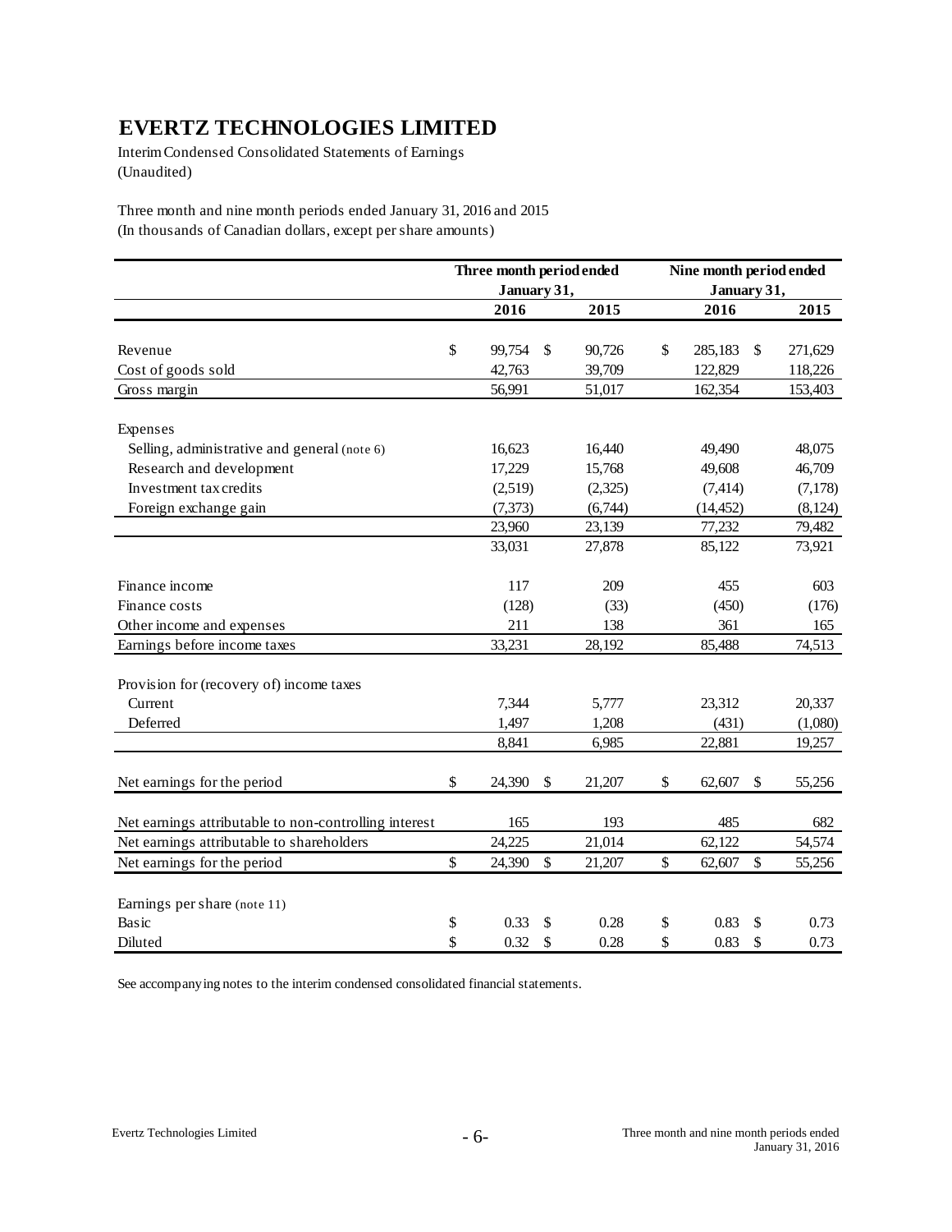# EVERTZ TECHNOLOGIES LIMITED

Interim Condensed Consolidated Statements of Earnings
(Unaudited)

Three month and nine month periods ended January 31, 2016 and 2015
(In thousands of Canadian dollars, except per share amounts)

| | Three month period ended January 31, | | Nine month period ended January 31, | |
|---|---|---|---|---|
| | **2016** | **2015** | **2016** | **2015** |
| Revenue | $ 99,754 | $ 90,726 | $ 285,183 | $ 271,629 |
| Cost of goods sold | 42,763 | 39,709 | 122,829 | 118,226 |
| Gross margin | 56,991 | 51,017 | 162,354 | 153,403 |
| Expenses | | | | |
| Selling, administrative and general (note 6) | 16,623 | 16,440 | 49,490 | 48,075 |
| Research and development | 17,229 | 15,768 | 49,608 | 46,709 |
| Investment tax credits | (2,519) | (2,325) | (7,414) | (7,178) |
| Foreign exchange gain | (7,373) | (6,744) | (14,452) | (8,124) |
| | 23,960 | 23,139 | 77,232 | 79,482 |
| | 33,031 | 27,878 | 85,122 | 73,921 |
| Finance income | 117 | 209 | 455 | 603 |
| Finance costs | (128) | (33) | (450) | (176) |
| Other income and expenses | 211 | 138 | 361 | 165 |
| Earnings before income taxes | 33,231 | 28,192 | 85,488 | 74,513 |
| Provision for (recovery of) income taxes | | | | |
| Current | 7,344 | 5,777 | 23,312 | 20,337 |
| Deferred | 1,497 | 1,208 | (431) | (1,080) |
| | 8,841 | 6,985 | 22,881 | 19,257 |
| Net earnings for the period | $ 24,390 | $ 21,207 | $ 62,607 | $ 55,256 |
| Net earnings attributable to non-controlling interest | 165 | 193 | 485 | 682 |
| Net earnings attributable to shareholders | 24,225 | 21,014 | 62,122 | 54,574 |
| Net earnings for the period | $ 24,390 | $ 21,207 | $ 62,607 | $ 55,256 |
| Earnings per share (note 11) | | | | |
| Basic | $ 0.33 | $ 0.28 | $ 0.83 | $ 0.73 |
| Diluted | $ 0.32 | $ 0.28 | $ 0.83 | $ 0.73 |

See accompanying notes to the interim condensed consolidated financial statements.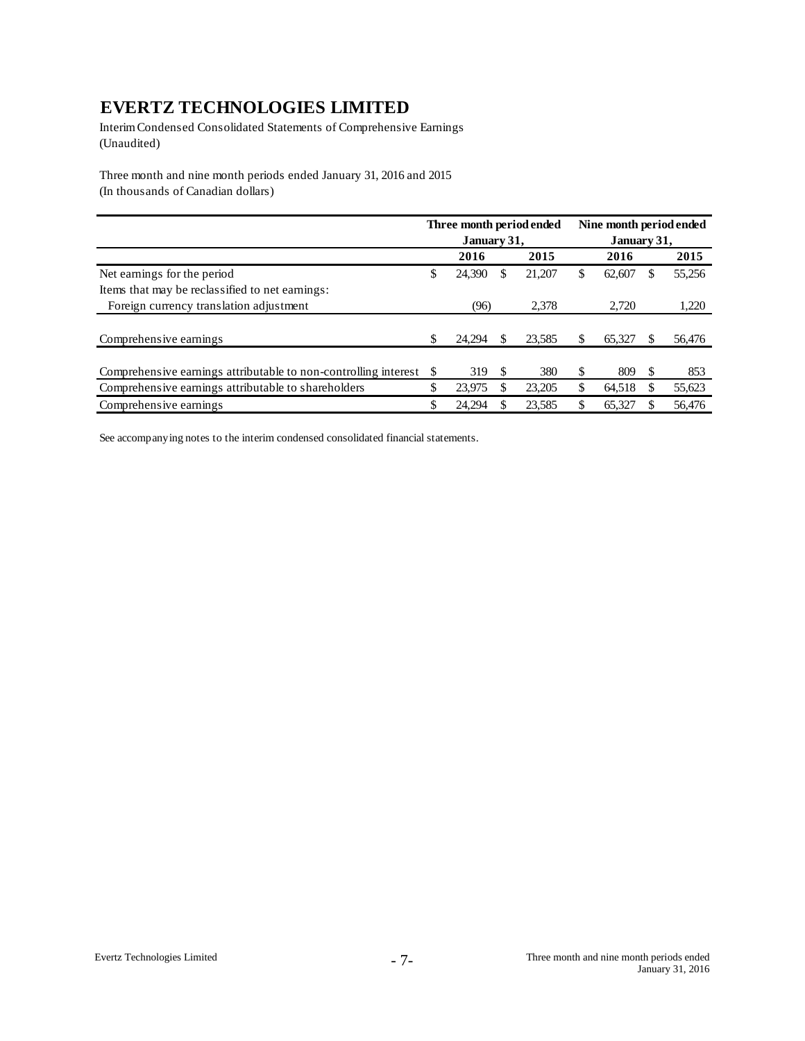# EVERTZ TECHNOLOGIES LIMITED

Interim Condensed Consolidated Statements of Comprehensive Earnings
(Unaudited)

Three month and nine month periods ended January 31, 2016 and 2015
(In thousands of Canadian dollars)

| | Three month period ended January 31, | | Nine month period ended January 31, | |
|---|---|---|---|---|
| | 2016 | 2015 | 2016 | 2015 |
| Net earnings for the period | $ 24,390 | $ 21,207 | $ 62,607 | $ 55,256 |
| Items that may be reclassified to net earnings: | | | | |
| Foreign currency translation adjustment | (96) | 2,378 | 2,720 | 1,220 |
| Comprehensive earnings | $ 24,294 | $ 23,585 | $ 65,327 | $ 56,476 |
| Comprehensive earnings attributable to non-controlling interest | $ 319 | $ 380 | $ 809 | $ 853 |
| Comprehensive earnings attributable to shareholders | $ 23,975 | $ 23,205 | $ 64,518 | $ 55,623 |
| Comprehensive earnings | $ 24,294 | $ 23,585 | $ 65,327 | $ 56,476 |

See accompanying notes to the interim condensed consolidated financial statements.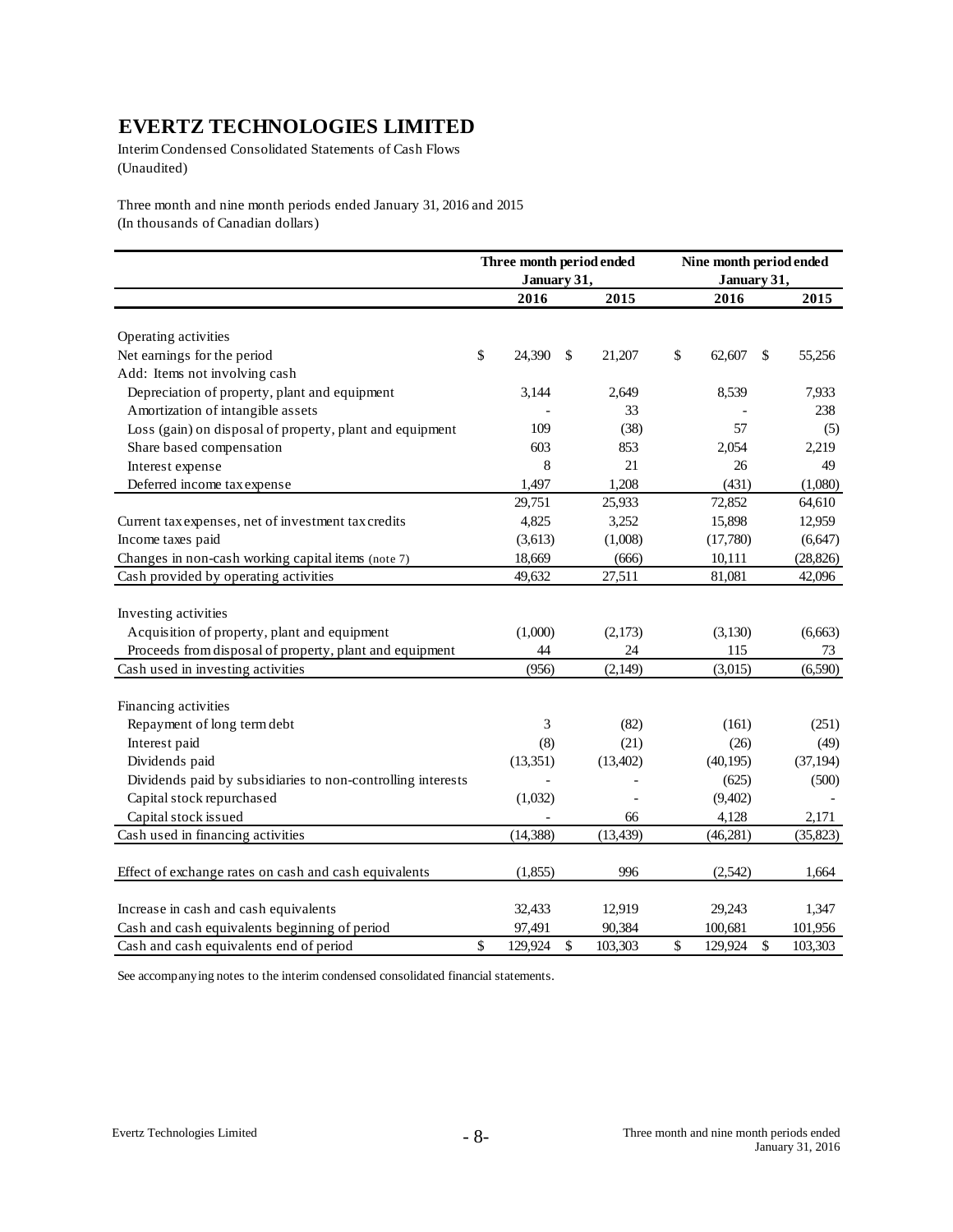# EVERTZ TECHNOLOGIES LIMITED

Interim Condensed Consolidated Statements of Cash Flows
(Unaudited)

Three month and nine month periods ended January 31, 2016 and 2015
(In thousands of Canadian dollars)

| | Three month period ended January 31, | | Nine month period ended January 31, | |
|---|---|---|---|---|
| | **2016** | **2015** | **2016** | **2015** |
| Operating activities | | | | |
| Net earnings for the period | $ 24,390 | $ 21,207 | $ 62,607 | $ 55,256 |
| Add: Items not involving cash | | | | |
| Depreciation of property, plant and equipment | 3,144 | 2,649 | 8,539 | 7,933 |
| Amortization of intangible assets | - | 33 | - | 238 |
| Loss (gain) on disposal of property, plant and equipment | 109 | (38) | 57 | (5) |
| Share based compensation | 603 | 853 | 2,054 | 2,219 |
| Interest expense | 8 | 21 | 26 | 49 |
| Deferred income tax expense | 1,497 | 1,208 | (431) | (1,080) |
| | 29,751 | 25,933 | 72,852 | 64,610 |
| Current tax expenses, net of investment tax credits | 4,825 | 3,252 | 15,898 | 12,959 |
| Income taxes paid | (3,613) | (1,008) | (17,780) | (6,647) |
| Changes in non-cash working capital items (note 7) | 18,669 | (666) | 10,111 | (28,826) |
| Cash provided by operating activities | 49,632 | 27,511 | 81,081 | 42,096 |
| Investing activities | | | | |
| Acquisition of property, plant and equipment | (1,000) | (2,173) | (3,130) | (6,663) |
| Proceeds from disposal of property, plant and equipment | 44 | 24 | 115 | 73 |
| Cash used in investing activities | (956) | (2,149) | (3,015) | (6,590) |
| Financing activities | | | | |
| Repayment of long term debt | 3 | (82) | (161) | (251) |
| Interest paid | (8) | (21) | (26) | (49) |
| Dividends paid | (13,351) | (13,402) | (40,195) | (37,194) |
| Dividends paid by subsidiaries to non-controlling interests | - | - | (625) | (500) |
| Capital stock repurchased | (1,032) | - | (9,402) | - |
| Capital stock issued | - | 66 | 4,128 | 2,171 |
| Cash used in financing activities | (14,388) | (13,439) | (46,281) | (35,823) |
| Effect of exchange rates on cash and cash equivalents | (1,855) | 996 | (2,542) | 1,664 |
| Increase in cash and cash equivalents | 32,433 | 12,919 | 29,243 | 1,347 |
| Cash and cash equivalents beginning of period | 97,491 | 90,384 | 100,681 | 101,956 |
| Cash and cash equivalents end of period | $ 129,924 | $ 103,303 | $ 129,924 | $ 103,303 |

See accompanying notes to the interim condensed consolidated financial statements.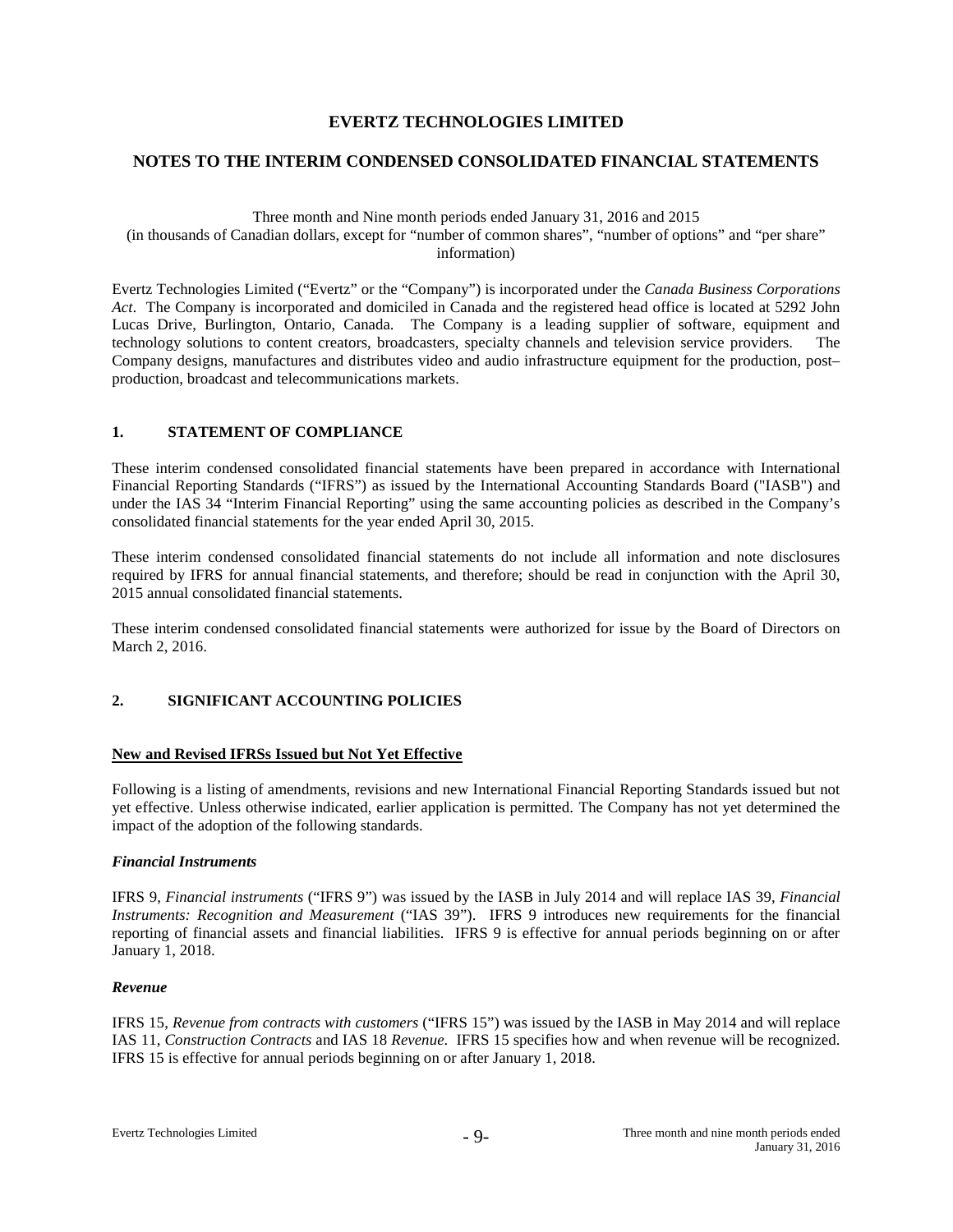# EVERTZ TECHNOLOGIES LIMITED

## NOTES TO THE INTERIM CONDENSED CONSOLIDATED FINANCIAL STATEMENTS

Three month and Nine month periods ended January 31, 2016 and 2015
(in thousands of Canadian dollars, except for "number of common shares", "number of options" and "per share" information)

Evertz Technologies Limited ("Evertz" or the "Company") is incorporated under the *Canada Business Corporations Act*. The Company is incorporated and domiciled in Canada and the registered head office is located at 5292 John Lucas Drive, Burlington, Ontario, Canada. The Company is a leading supplier of software, equipment and technology solutions to content creators, broadcasters, specialty channels and television service providers. The Company designs, manufactures and distributes video and audio infrastructure equipment for the production, post–production, broadcast and telecommunications markets.

### 1. STATEMENT OF COMPLIANCE

These interim condensed consolidated financial statements have been prepared in accordance with International Financial Reporting Standards ("IFRS") as issued by the International Accounting Standards Board ("IASB") and under the IAS 34 "Interim Financial Reporting" using the same accounting policies as described in the Company's consolidated financial statements for the year ended April 30, 2015.

These interim condensed consolidated financial statements do not include all information and note disclosures required by IFRS for annual financial statements, and therefore; should be read in conjunction with the April 30, 2015 annual consolidated financial statements.

These interim condensed consolidated financial statements were authorized for issue by the Board of Directors on March 2, 2016.

### 2. SIGNIFICANT ACCOUNTING POLICIES

**New and Revised IFRSs Issued but Not Yet Effective**

Following is a listing of amendments, revisions and new International Financial Reporting Standards issued but not yet effective. Unless otherwise indicated, earlier application is permitted. The Company has not yet determined the impact of the adoption of the following standards.

***Financial Instruments***

IFRS 9, *Financial instruments* ("IFRS 9") was issued by the IASB in July 2014 and will replace IAS 39, *Financial Instruments: Recognition and Measurement* ("IAS 39"). IFRS 9 introduces new requirements for the financial reporting of financial assets and financial liabilities. IFRS 9 is effective for annual periods beginning on or after January 1, 2018.

***Revenue***

IFRS 15, *Revenue from contracts with customers* ("IFRS 15") was issued by the IASB in May 2014 and will replace IAS 11, *Construction Contracts* and IAS 18 *Revenue*. IFRS 15 specifies how and when revenue will be recognized. IFRS 15 is effective for annual periods beginning on or after January 1, 2018.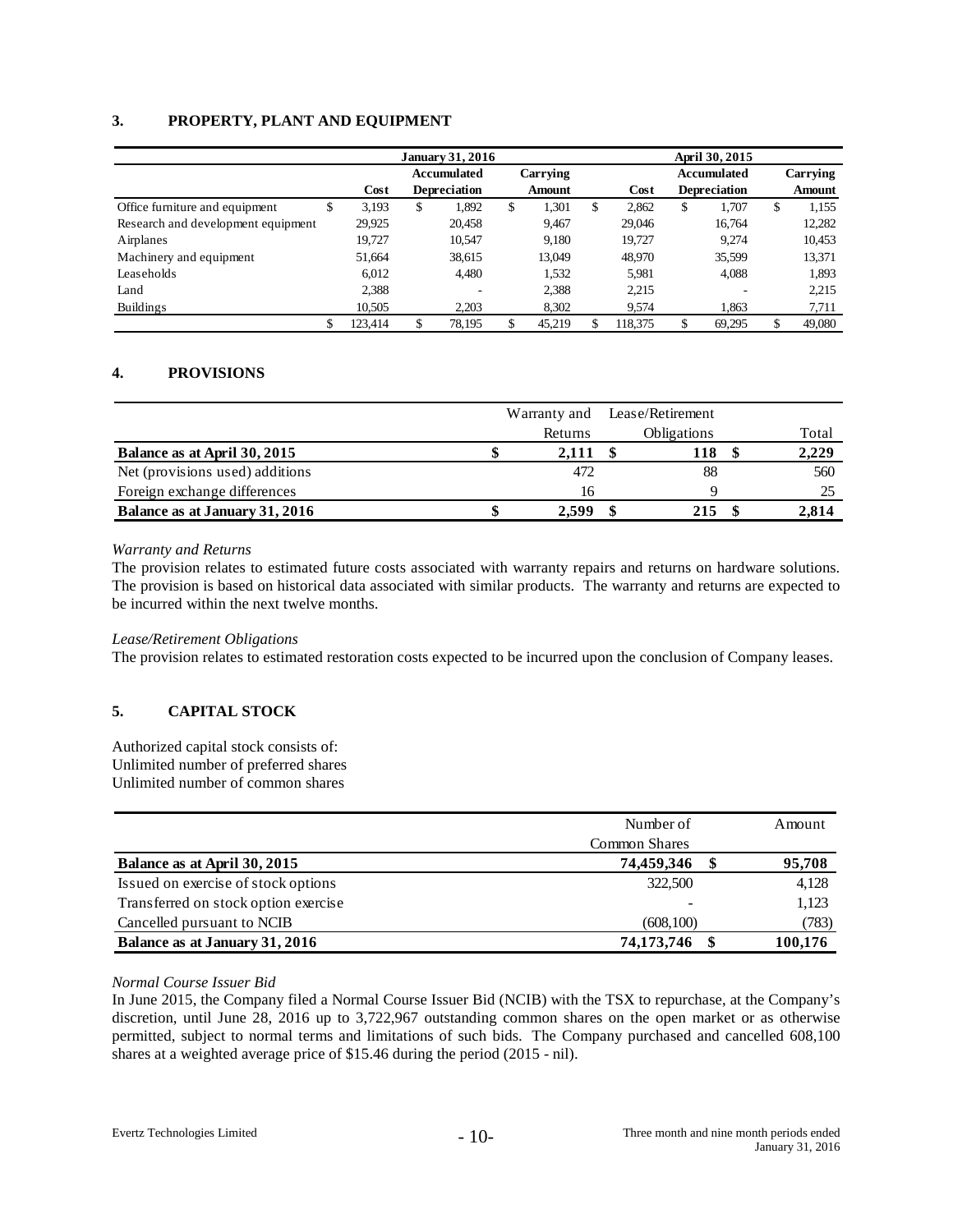## 3. PROPERTY, PLANT AND EQUIPMENT

| | January 31, 2016 | | | April 30, 2015 | | |
|---|---|---|---|---|---|---|
| | Cost | Accumulated Depreciation | Carrying Amount | Cost | Accumulated Depreciation | Carrying Amount |
| Office furniture and equipment | $ 3,193 | $ 1,892 | $ 1,301 | $ 2,862 | $ 1,707 | $ 1,155 |
| Research and development equipment | 29,925 | 20,458 | 9,467 | 29,046 | 16,764 | 12,282 |
| Airplanes | 19,727 | 10,547 | 9,180 | 19,727 | 9,274 | 10,453 |
| Machinery and equipment | 51,664 | 38,615 | 13,049 | 48,970 | 35,599 | 13,371 |
| Leaseholds | 6,012 | 4,480 | 1,532 | 5,981 | 4,088 | 1,893 |
| Land | 2,388 | - | 2,388 | 2,215 | - | 2,215 |
| Buildings | 10,505 | 2,203 | 8,302 | 9,574 | 1,863 | 7,711 |
| | $ 123,414 | $ 78,195 | $ 45,219 | $ 118,375 | $ 69,295 | $ 49,080 |

## 4. PROVISIONS

| | Warranty and Returns | Lease/Retirement Obligations | Total |
|---|---|---|---|
| **Balance as at April 30, 2015** | **$ 2,111** | **$ 118** | **$ 2,229** |
| Net (provisions used) additions | 472 | 88 | 560 |
| Foreign exchange differences | 16 | 9 | 25 |
| **Balance as at January 31, 2016** | **$ 2,599** | **$ 215** | **$ 2,814** |

*Warranty and Returns*

The provision relates to estimated future costs associated with warranty repairs and returns on hardware solutions. The provision is based on historical data associated with similar products. The warranty and returns are expected to be incurred within the next twelve months.

*Lease/Retirement Obligations*

The provision relates to estimated restoration costs expected to be incurred upon the conclusion of Company leases.

## 5. CAPITAL STOCK

Authorized capital stock consists of:
Unlimited number of preferred shares
Unlimited number of common shares

| | Number of Common Shares | Amount |
|---|---|---|
| **Balance as at April 30, 2015** | **74,459,346** | **$ 95,708** |
| Issued on exercise of stock options | 322,500 | 4,128 |
| Transferred on stock option exercise | - | 1,123 |
| Cancelled pursuant to NCIB | (608,100) | (783) |
| **Balance as at January 31, 2016** | **74,173,746** | **$ 100,176** |

*Normal Course Issuer Bid*

In June 2015, the Company filed a Normal Course Issuer Bid (NCIB) with the TSX to repurchase, at the Company's discretion, until June 28, 2016 up to 3,722,967 outstanding common shares on the open market or as otherwise permitted, subject to normal terms and limitations of such bids. The Company purchased and cancelled 608,100 shares at a weighted average price of $15.46 during the period (2015 - nil).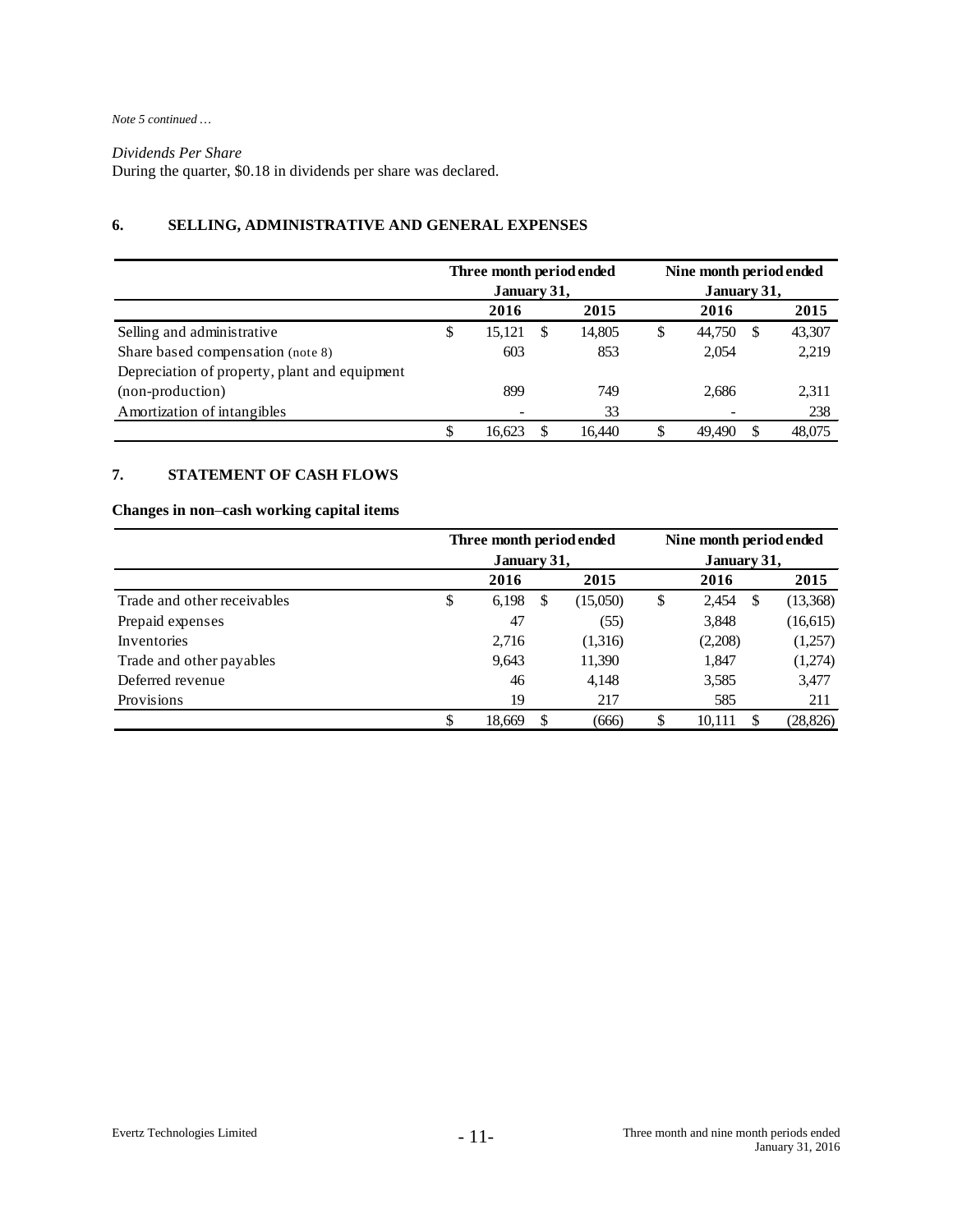*Note 5 continued …*

*Dividends Per Share*
During the quarter, $0.18 in dividends per share was declared.

## 6. SELLING, ADMINISTRATIVE AND GENERAL EXPENSES

| | Three month period ended January 31, | | Nine month period ended January 31, | |
|---|---|---|---|---|
| | **2016** | **2015** | **2016** | **2015** |
| Selling and administrative | $ 15,121 | $ 14,805 | $ 44,750 | $ 43,307 |
| Share based compensation (note 8) | 603 | 853 | 2,054 | 2,219 |
| Depreciation of property, plant and equipment (non-production) | 899 | 749 | 2,686 | 2,311 |
| Amortization of intangibles | - | 33 | - | 238 |
| | $ 16,623 | $ 16,440 | $ 49,490 | $ 48,075 |

## 7. STATEMENT OF CASH FLOWS

**Changes in non–cash working capital items**

| | Three month period ended January 31, | | Nine month period ended January 31, | |
|---|---|---|---|---|
| | **2016** | **2015** | **2016** | **2015** |
| Trade and other receivables | $ 6,198 | $ (15,050) | $ 2,454 | $ (13,368) |
| Prepaid expenses | 47 | (55) | 3,848 | (16,615) |
| Inventories | 2,716 | (1,316) | (2,208) | (1,257) |
| Trade and other payables | 9,643 | 11,390 | 1,847 | (1,274) |
| Deferred revenue | 46 | 4,148 | 3,585 | 3,477 |
| Provisions | 19 | 217 | 585 | 211 |
| | $ 18,669 | $ (666) | $ 10,111 | $ (28,826) |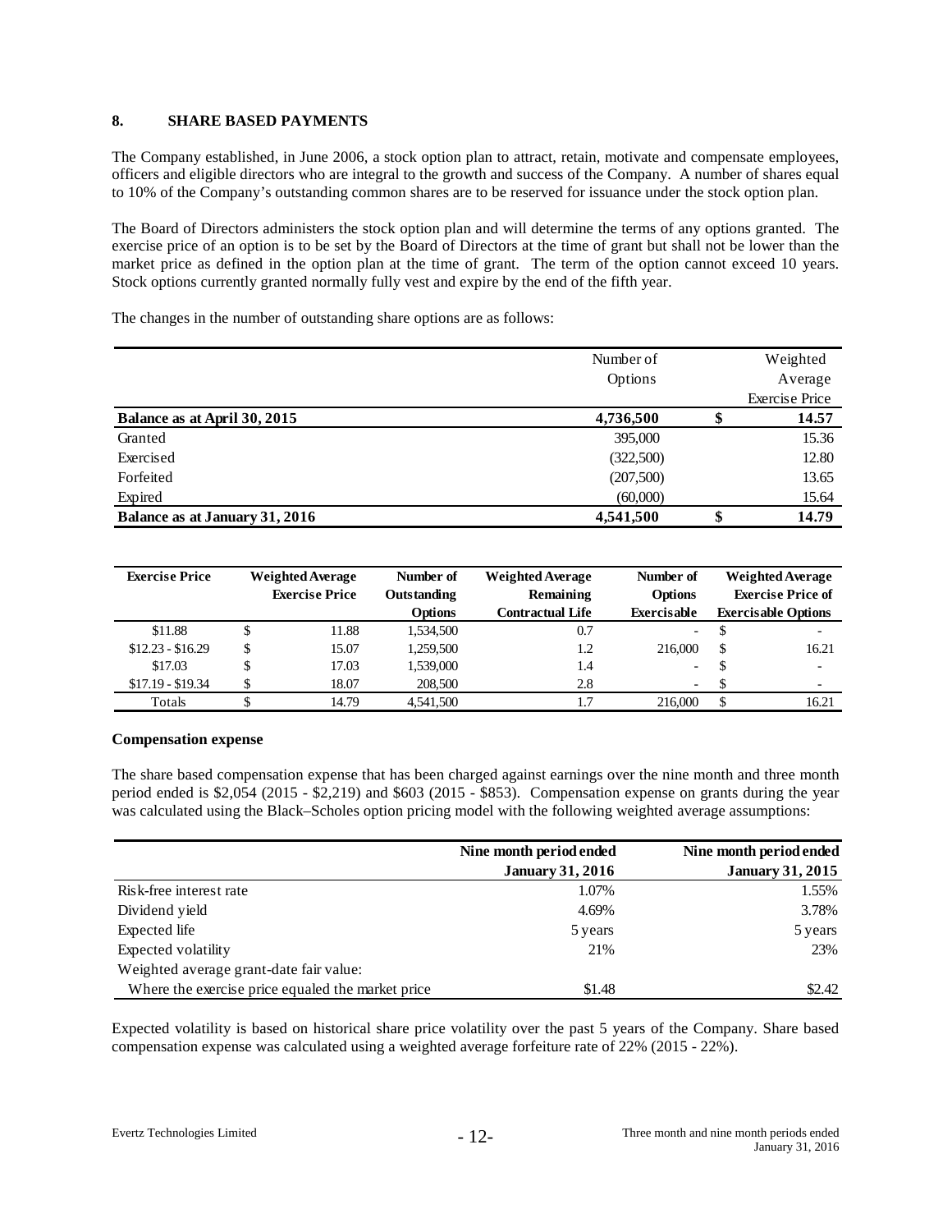## 8. SHARE BASED PAYMENTS

The Company established, in June 2006, a stock option plan to attract, retain, motivate and compensate employees, officers and eligible directors who are integral to the growth and success of the Company. A number of shares equal to 10% of the Company's outstanding common shares are to be reserved for issuance under the stock option plan.

The Board of Directors administers the stock option plan and will determine the terms of any options granted. The exercise price of an option is to be set by the Board of Directors at the time of grant but shall not be lower than the market price as defined in the option plan at the time of grant. The term of the option cannot exceed 10 years. Stock options currently granted normally fully vest and expire by the end of the fifth year.

The changes in the number of outstanding share options are as follows:

| | Number of Options | Weighted Average Exercise Price |
|---|---|---|
| **Balance as at April 30, 2015** | **4,736,500** | **$ 14.57** |
| Granted | 395,000 | 15.36 |
| Exercised | (322,500) | 12.80 |
| Forfeited | (207,500) | 13.65 |
| Expired | (60,000) | 15.64 |
| **Balance as at January 31, 2016** | **4,541,500** | **$ 14.79** |

| Exercise Price | Weighted Average Exercise Price | Number of Outstanding Options | Weighted Average Remaining Contractual Life | Number of Options Exercisable | Weighted Average Exercise Price of Exercisable Options |
|---|---|---|---|---|---|
| $11.88 | $ 11.88 | 1,534,500 | 0.7 | - | $ - |
| $12.23 - $16.29 | $ 15.07 | 1,259,500 | 1.2 | 216,000 | $ 16.21 |
| $17.03 | $ 17.03 | 1,539,000 | 1.4 | - | $ - |
| $17.19 - $19.34 | $ 18.07 | 208,500 | 2.8 | - | $ - |
| Totals | $ 14.79 | 4,541,500 | 1.7 | 216,000 | $ 16.21 |

### Compensation expense

The share based compensation expense that has been charged against earnings over the nine month and three month period ended is $2,054 (2015 - $2,219) and $603 (2015 - $853). Compensation expense on grants during the year was calculated using the Black–Scholes option pricing model with the following weighted average assumptions:

| | Nine month period ended January 31, 2016 | Nine month period ended January 31, 2015 |
|---|---|---|
| Risk-free interest rate | 1.07% | 1.55% |
| Dividend yield | 4.69% | 3.78% |
| Expected life | 5 years | 5 years |
| Expected volatility | 21% | 23% |
| Weighted average grant-date fair value: | | |
| Where the exercise price equaled the market price | $1.48 | $2.42 |

Expected volatility is based on historical share price volatility over the past 5 years of the Company. Share based compensation expense was calculated using a weighted average forfeiture rate of 22% (2015 - 22%).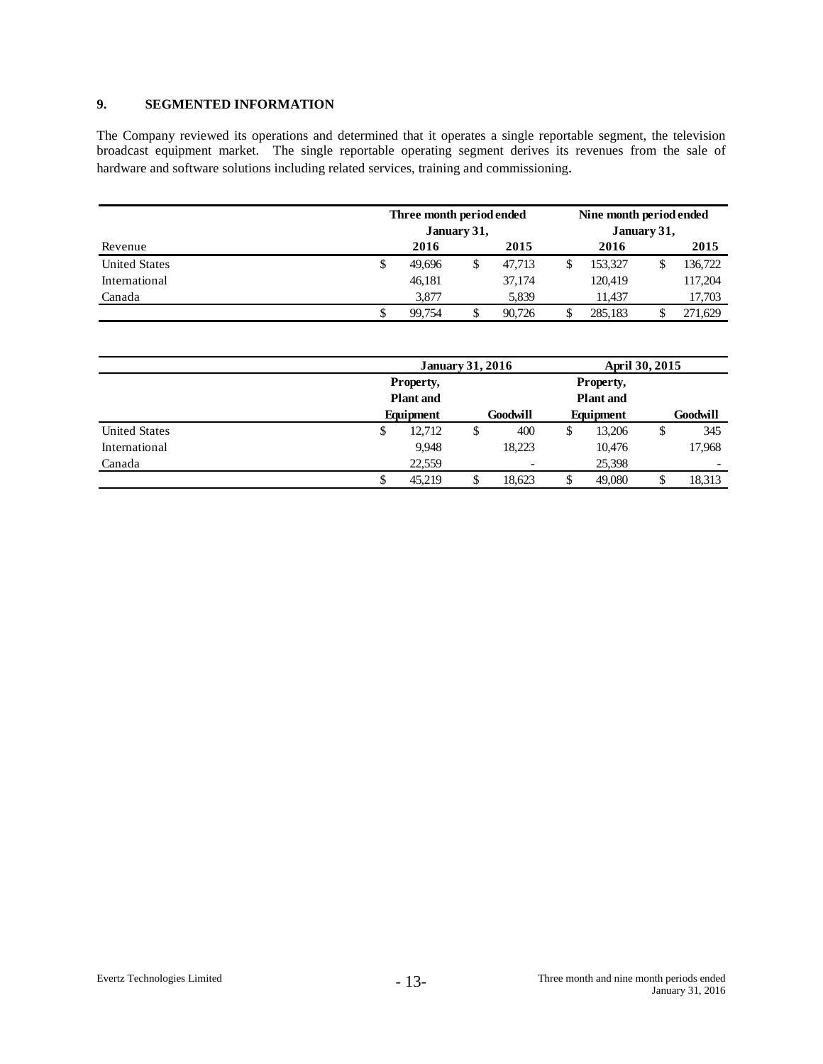## 9. SEGMENTED INFORMATION

The Company reviewed its operations and determined that it operates a single reportable segment, the television broadcast equipment market. The single reportable operating segment derives its revenues from the sale of hardware and software solutions including related services, training and commissioning.

| | Three month period ended January 31, | | Nine month period ended January 31, | |
|---|---|---|---|---|
| Revenue | 2016 | 2015 | 2016 | 2015 |
| United States | $ 49,696 | $ 47,713 | $ 153,327 | $ 136,722 |
| International | 46,181 | 37,174 | 120,419 | 117,204 |
| Canada | 3,877 | 5,839 | 11,437 | 17,703 |
| | $ 99,754 | $ 90,726 | $ 285,183 | $ 271,629 |

| | January 31, 2016 | | April 30, 2015 | |
|---|---|---|---|---|
| | Property, Plant and Equipment | Goodwill | Property, Plant and Equipment | Goodwill |
| United States | $ 12,712 | $ 400 | $ 13,206 | $ 345 |
| International | 9,948 | 18,223 | 10,476 | 17,968 |
| Canada | 22,559 | - | 25,398 | - |
| | $ 45,219 | $ 18,623 | $ 49,080 | $ 18,313 |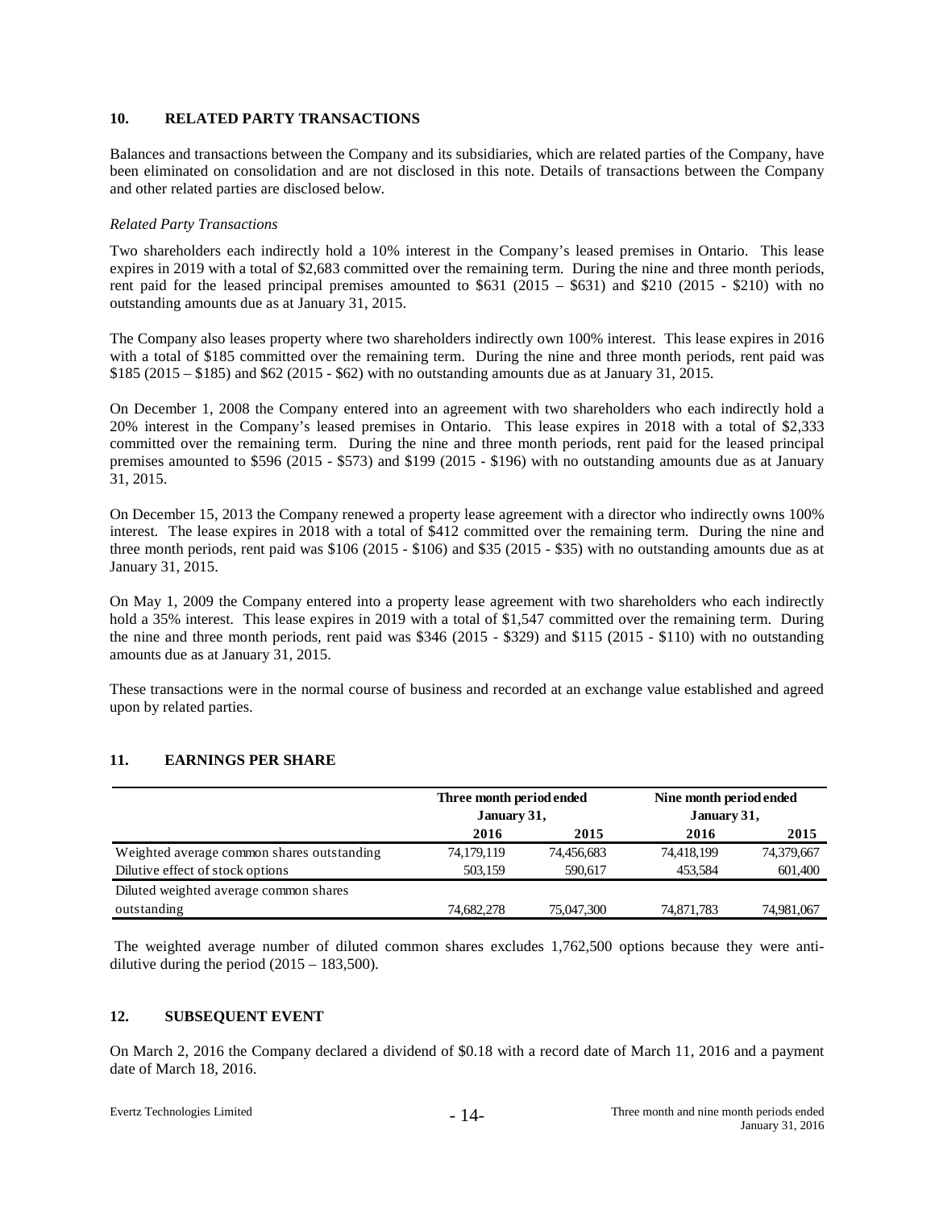## 10. RELATED PARTY TRANSACTIONS

Balances and transactions between the Company and its subsidiaries, which are related parties of the Company, have been eliminated on consolidation and are not disclosed in this note. Details of transactions between the Company and other related parties are disclosed below.

*Related Party Transactions*

Two shareholders each indirectly hold a 10% interest in the Company's leased premises in Ontario. This lease expires in 2019 with a total of $2,683 committed over the remaining term. During the nine and three month periods, rent paid for the leased principal premises amounted to $631 (2015 – $631) and $210 (2015 - $210) with no outstanding amounts due as at January 31, 2015.

The Company also leases property where two shareholders indirectly own 100% interest. This lease expires in 2016 with a total of $185 committed over the remaining term. During the nine and three month periods, rent paid was $185 (2015 – $185) and $62 (2015 - $62) with no outstanding amounts due as at January 31, 2015.

On December 1, 2008 the Company entered into an agreement with two shareholders who each indirectly hold a 20% interest in the Company's leased premises in Ontario. This lease expires in 2018 with a total of $2,333 committed over the remaining term. During the nine and three month periods, rent paid for the leased principal premises amounted to $596 (2015 - $573) and $199 (2015 - $196) with no outstanding amounts due as at January 31, 2015.

On December 15, 2013 the Company renewed a property lease agreement with a director who indirectly owns 100% interest. The lease expires in 2018 with a total of $412 committed over the remaining term. During the nine and three month periods, rent paid was $106 (2015 - $106) and $35 (2015 - $35) with no outstanding amounts due as at January 31, 2015.

On May 1, 2009 the Company entered into a property lease agreement with two shareholders who each indirectly hold a 35% interest. This lease expires in 2019 with a total of $1,547 committed over the remaining term. During the nine and three month periods, rent paid was $346 (2015 - $329) and $115 (2015 - $110) with no outstanding amounts due as at January 31, 2015.

These transactions were in the normal course of business and recorded at an exchange value established and agreed upon by related parties.

## 11. EARNINGS PER SHARE

| | Three month period ended January 31, | | Nine month period ended January 31, | |
|---|---|---|---|---|
| | 2016 | 2015 | 2016 | 2015 |
| Weighted average common shares outstanding | 74,179,119 | 74,456,683 | 74,418,199 | 74,379,667 |
| Dilutive effect of stock options | 503,159 | 590,617 | 453,584 | 601,400 |
| Diluted weighted average common shares outstanding | 74,682,278 | 75,047,300 | 74,871,783 | 74,981,067 |

The weighted average number of diluted common shares excludes 1,762,500 options because they were anti-dilutive during the period (2015 – 183,500).

## 12. SUBSEQUENT EVENT

On March 2, 2016 the Company declared a dividend of $0.18 with a record date of March 11, 2016 and a payment date of March 18, 2016.